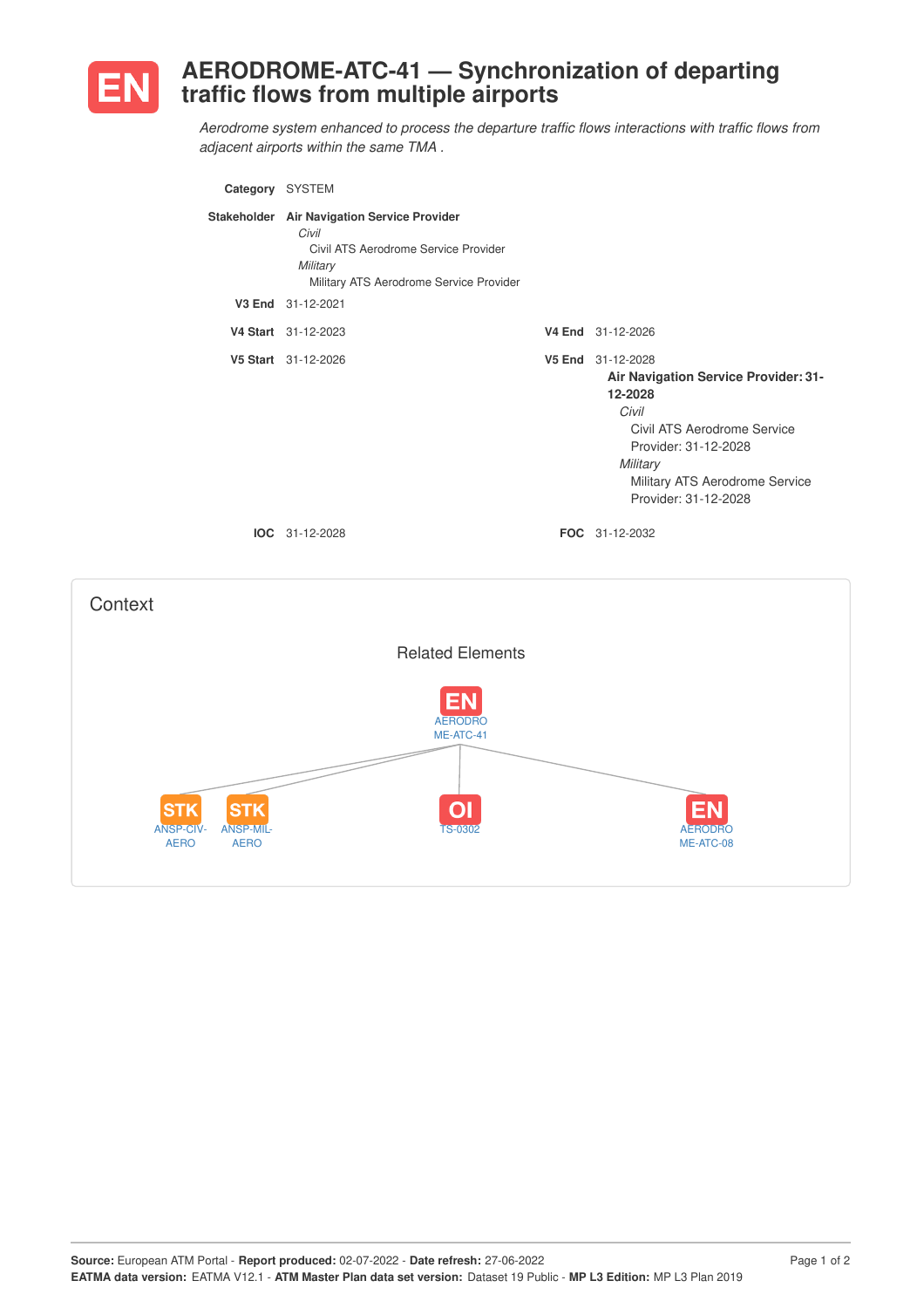# EN AERODROME-ATC-41 — Synchronization of departing traffic flows from multiple airports

*Aerodrome system enhanced to process the departure traffic flows interactions with traffic flows from adjacent airports within the same TMA .*

**Category** SYSTEM

**Stakeholder** **Air Navigation Service Provider**
*Civil*
Civil ATS Aerodrome Service Provider
*Military*
Military ATS Aerodrome Service Provider

**V3 End** 31-12-2021

**V4 Start** 31-12-2023

**V4 End** 31-12-2026

**V5 Start** 31-12-2026

**V5 End** 31-12-2028
**Air Navigation Service Provider: 31-12-2028**
*Civil*
Civil ATS Aerodrome Service Provider: 31-12-2028
*Military*
Military ATS Aerodrome Service Provider: 31-12-2028

**IOC** 31-12-2028

**FOC** 31-12-2032

## Context

### Related Elements

- EN AERODROME-ATC-41
  - STK ANSP-CIV-AERO
  - STK ANSP-MIL-AERO
  - OI TS-0302
  - EN AERODROME-ATC-08

**Source:** European ATM Portal - **Report produced:** 02-07-2022 - **Date refresh:** 27-06-2022
**EATMA data version:** EATMA V12.1 - **ATM Master Plan data set version:** Dataset 19 Public - **MP L3 Edition:** MP L3 Plan 2019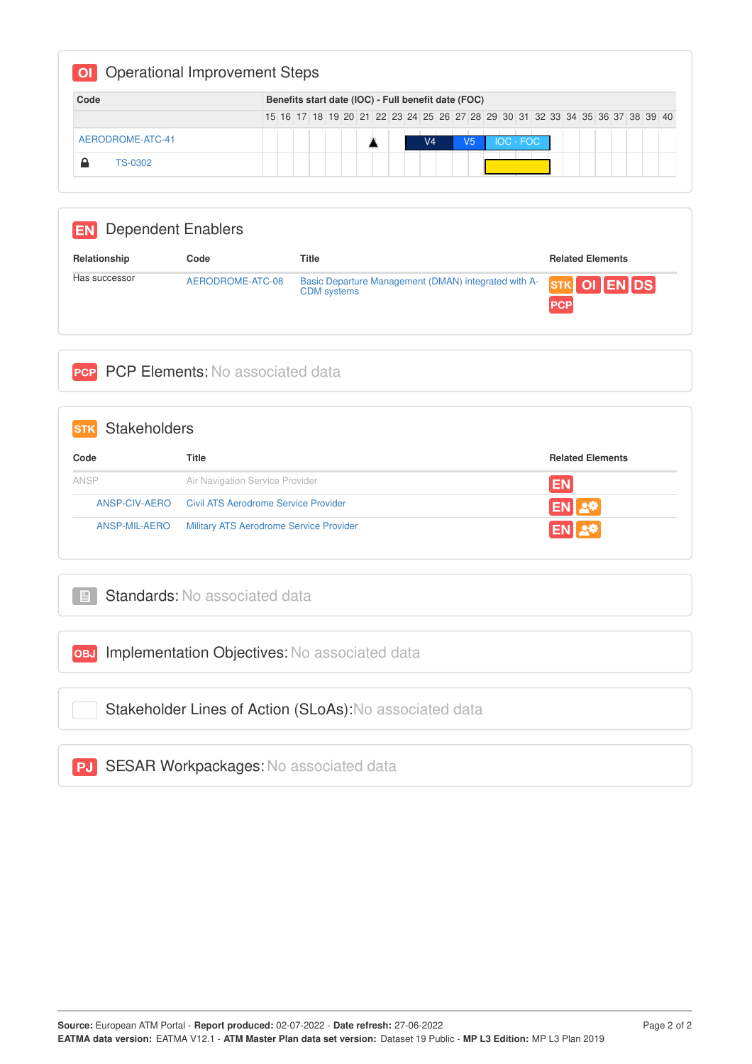## OI Operational Improvement Steps

| Code | Benefits start date (IOC) - Full benefit date (FOC) |
|---|---|
| | 15 16 17 18 19 20 21 22 23 24 25 26 27 28 29 30 31 32 33 34 35 36 37 38 39 40 |
| AERODROME-ATC-41 | V4 V5 IOC - FOC |
| TS-0302 | |

## EN Dependent Enablers

| Relationship | Code | Title | Related Elements |
|---|---|---|---|
| Has successor | AERODROME-ATC-08 | Basic Departure Management (DMAN) integrated with A-CDM systems | STK OI EN DS PCP |

## PCP PCP Elements: No associated data

## STK Stakeholders

| Code | Title | Related Elements |
|---|---|---|
| ANSP | Air Navigation Service Provider | EN |
| ANSP-CIV-AERO | Civil ATS Aerodrome Service Provider | EN |
| ANSP-MIL-AERO | Military ATS Aerodrome Service Provider | EN |

## Standards: No associated data

## OBJ Implementation Objectives: No associated data

## Stakeholder Lines of Action (SLoAs): No associated data

## PJ SESAR Workpackages: No associated data

**Source:** European ATM Portal - **Report produced:** 02-07-2022 - **Date refresh:** 27-06-2022
**EATMA data version:** EATMA V12.1 - **ATM Master Plan data set version:** Dataset 19 Public - **MP L3 Edition:** MP L3 Plan 2019